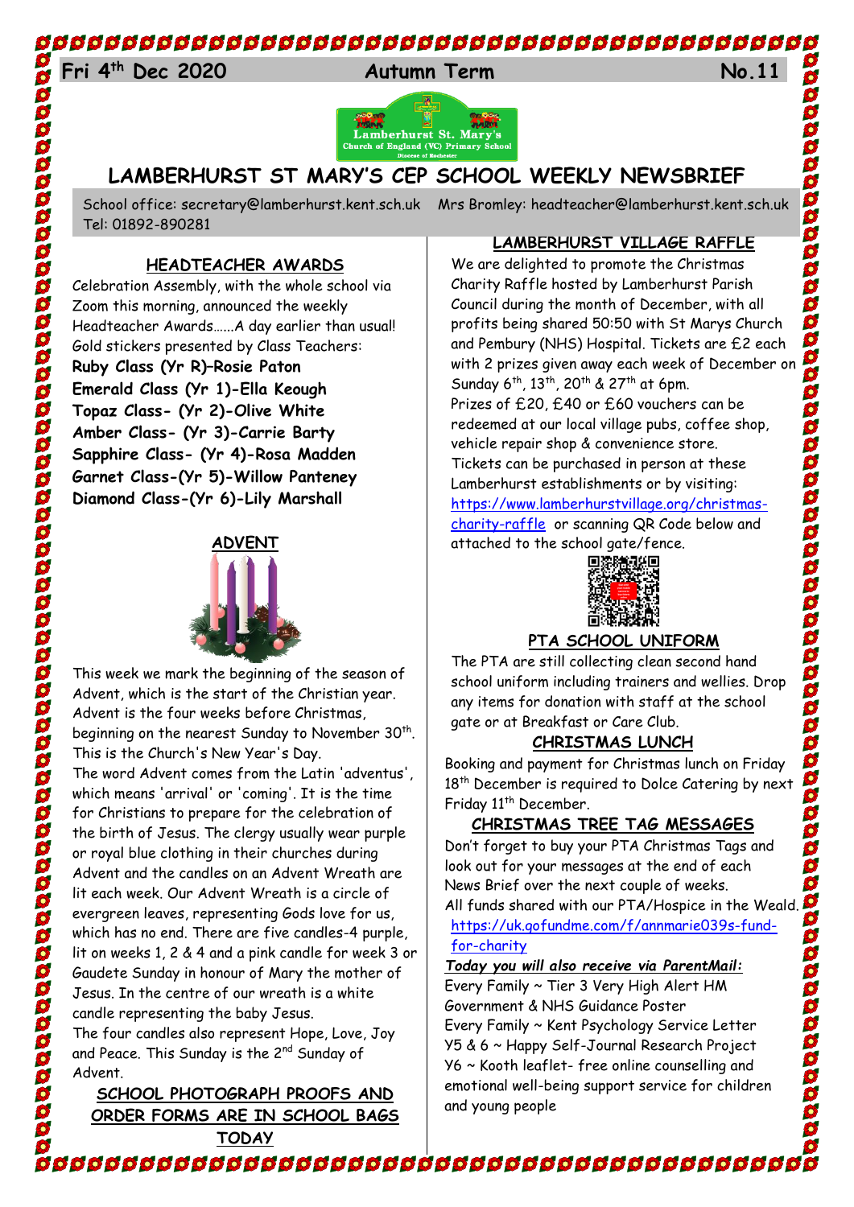Fri 4th Dec 2020 | Autumn Term | No.11

# LAMBERHURST ST MARY'S CEP SCHOOL WEEKLY NEWSBRIEF

School office: secretary@lamberhurst.kent.sch.uk Mrs Bromley: headteacher@lamberhurst.kent.sch.uk Tel: 01892-890281

## HEADTEACHER AWARDS

Celebration Assembly, with the whole school via Zoom this morning, announced the weekly Headteacher Awards……A day earlier than usual! Gold stickers presented by Class Teachers:

**Ruby Class (Yr R)–Rosie Paton**
**Emerald Class (Yr 1)-Ella Keough**
**Topaz Class- (Yr 2)-Olive White**
**Amber Class- (Yr 3)-Carrie Barty**
**Sapphire Class- (Yr 4)-Rosa Madden**
**Garnet Class-(Yr 5)-Willow Panteney**
**Diamond Class-(Yr 6)-Lily Marshall**

## ADVENT

This week we mark the beginning of the season of Advent, which is the start of the Christian year. Advent is the four weeks before Christmas, beginning on the nearest Sunday to November 30th. This is the Church's New Year's Day.

The word Advent comes from the Latin 'adventus', which means 'arrival' or 'coming'. It is the time for Christians to prepare for the celebration of the birth of Jesus. The clergy usually wear purple or royal blue clothing in their churches during Advent and the candles on an Advent Wreath are lit each week. Our Advent Wreath is a circle of evergreen leaves, representing Gods love for us, which has no end. There are five candles-4 purple, lit on weeks 1, 2 & 4 and a pink candle for week 3 or Gaudete Sunday in honour of Mary the mother of Jesus. In the centre of our wreath is a white candle representing the baby Jesus.

The four candles also represent Hope, Love, Joy and Peace. This Sunday is the 2nd Sunday of Advent.

## SCHOOL PHOTOGRAPH PROOFS AND ORDER FORMS ARE IN SCHOOL BAGS TODAY

## LAMBERHURST VILLAGE RAFFLE

We are delighted to promote the Christmas Charity Raffle hosted by Lamberhurst Parish Council during the month of December, with all profits being shared 50:50 with St Marys Church and Pembury (NHS) Hospital. Tickets are £2 each with 2 prizes given away each week of December on Sunday 6th, 13th, 20th & 27th at 6pm.

Prizes of £20, £40 or £60 vouchers can be redeemed at our local village pubs, coffee shop, vehicle repair shop & convenience store.

Tickets can be purchased in person at these Lamberhurst establishments or by visiting: https://www.lamberhurstvillage.org/christmas-charity-raffle or scanning QR Code below and attached to the school gate/fence.

## PTA SCHOOL UNIFORM

The PTA are still collecting clean second hand school uniform including trainers and wellies. Drop any items for donation with staff at the school gate or at Breakfast or Care Club.

## CHRISTMAS LUNCH

Booking and payment for Christmas lunch on Friday 18th December is required to Dolce Catering by next Friday 11th December.

## CHRISTMAS TREE TAG MESSAGES

Don't forget to buy your PTA Christmas Tags and look out for your messages at the end of each News Brief over the next couple of weeks.

All funds shared with our PTA/Hospice in the Weald.
https://uk.gofundme.com/f/annmarie039s-fund-for-charity

***Today you will also receive via ParentMail:***

Every Family ~ Tier 3 Very High Alert HM Government & NHS Guidance Poster
Every Family ~ Kent Psychology Service Letter
Y5 & 6 ~ Happy Self-Journal Research Project
Y6 ~ Kooth leaflet- free online counselling and emotional well-being support service for children and young people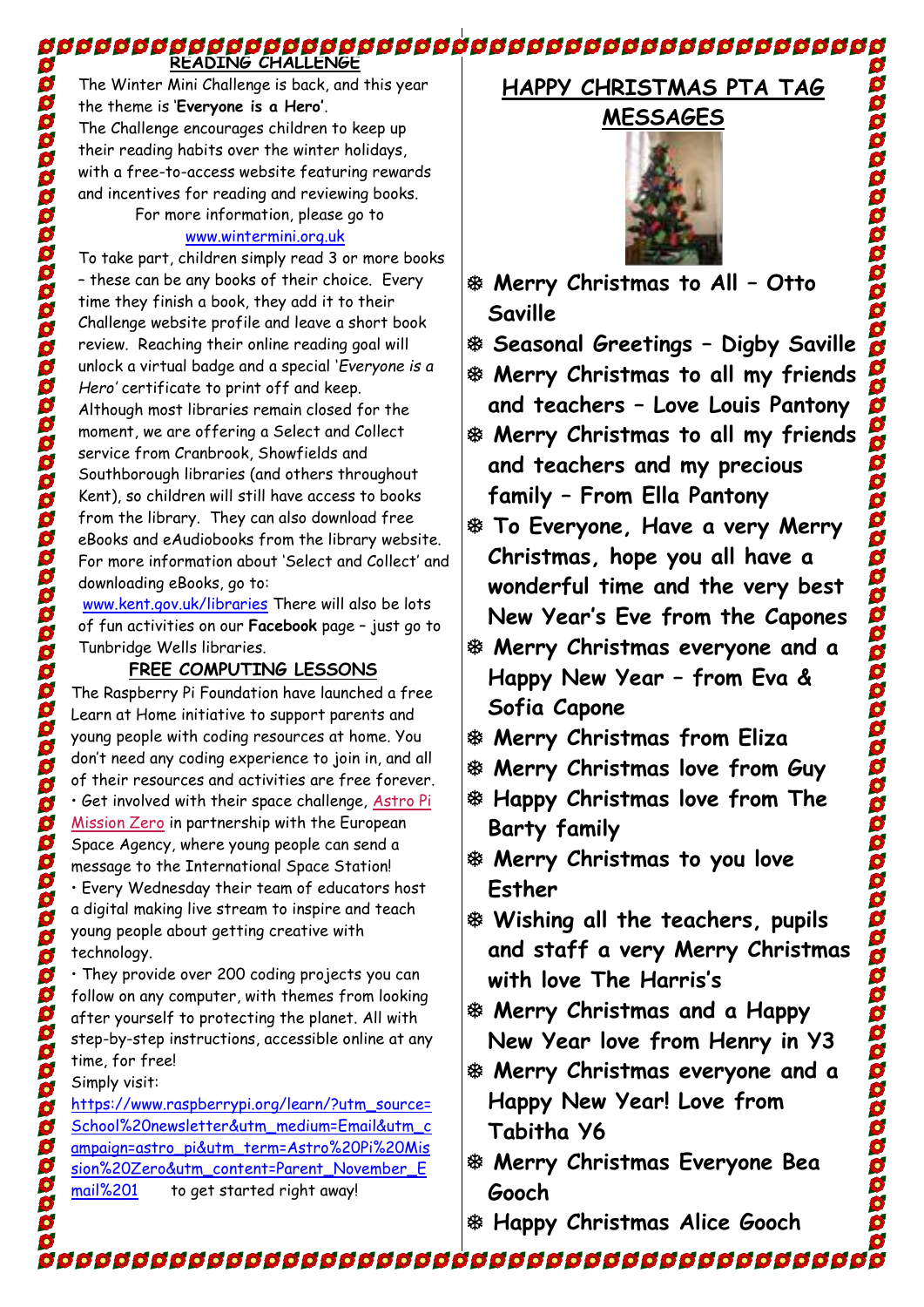## READING CHALLENGE

The Winter Mini Challenge is back, and this year the theme is '**Everyone is a Hero**'.

The Challenge encourages children to keep up their reading habits over the winter holidays, with a free-to-access website featuring rewards and incentives for reading and reviewing books.

For more information, please go to [www.wintermini.org.uk](www.wintermini.org.uk)

To take part, children simply read 3 or more books – these can be any books of their choice. Every time they finish a book, they add it to their Challenge website profile and leave a short book review. Reaching their online reading goal will unlock a virtual badge and a special '*Everyone is a Hero*' certificate to print off and keep.

Although most libraries remain closed for the moment, we are offering a Select and Collect service from Cranbrook, Showfields and Southborough libraries (and others throughout Kent), so children will still have access to books from the library. They can also download free eBooks and eAudiobooks from the library website. For more information about 'Select and Collect' and downloading eBooks, go to:

[www.kent.gov.uk/libraries](www.kent.gov.uk/libraries) There will also be lots of fun activities on our **Facebook** page – just go to Tunbridge Wells libraries.

## FREE COMPUTING LESSONS

The Raspberry Pi Foundation have launched a free Learn at Home initiative to support parents and young people with coding resources at home. You don't need any coding experience to join in, and all of their resources and activities are free forever.

• Get involved with their space challenge, Astro Pi Mission Zero in partnership with the European Space Agency, where young people can send a message to the International Space Station!

• Every Wednesday their team of educators host a digital making live stream to inspire and teach young people about getting creative with technology.

• They provide over 200 coding projects you can follow on any computer, with themes from looking after yourself to protecting the planet. All with step-by-step instructions, accessible online at any time, for free!

Simply visit:

https://www.raspberrypi.org/learn/?utm_source=School%20newsletter&utm_medium=Email&utm_campaign=astro_pi&utm_term=Astro%20Pi%20Mission%20Zero&utm_content=Parent_November_Email%201 to get started right away!

## HAPPY CHRISTMAS PTA TAG MESSAGES

- **Merry Christmas to All – Otto Saville**
- **Seasonal Greetings – Digby Saville**
- **Merry Christmas to all my friends and teachers – Love Louis Pantony**
- **Merry Christmas to all my friends and teachers and my precious family – From Ella Pantony**
- **To Everyone, Have a very Merry Christmas, hope you all have a wonderful time and the very best New Year's Eve from the Capones**
- **Merry Christmas everyone and a Happy New Year – from Eva & Sofia Capone**
- **Merry Christmas from Eliza**
- **Merry Christmas love from Guy**
- **Happy Christmas love from The Barty family**
- **Merry Christmas to you love Esther**
- **Wishing all the teachers, pupils and staff a very Merry Christmas with love The Harris's**
- **Merry Christmas and a Happy New Year love from Henry in Y3**
- **Merry Christmas everyone and a Happy New Year! Love from Tabitha Y6**
- **Merry Christmas Everyone Bea Gooch**
- **Happy Christmas Alice Gooch**